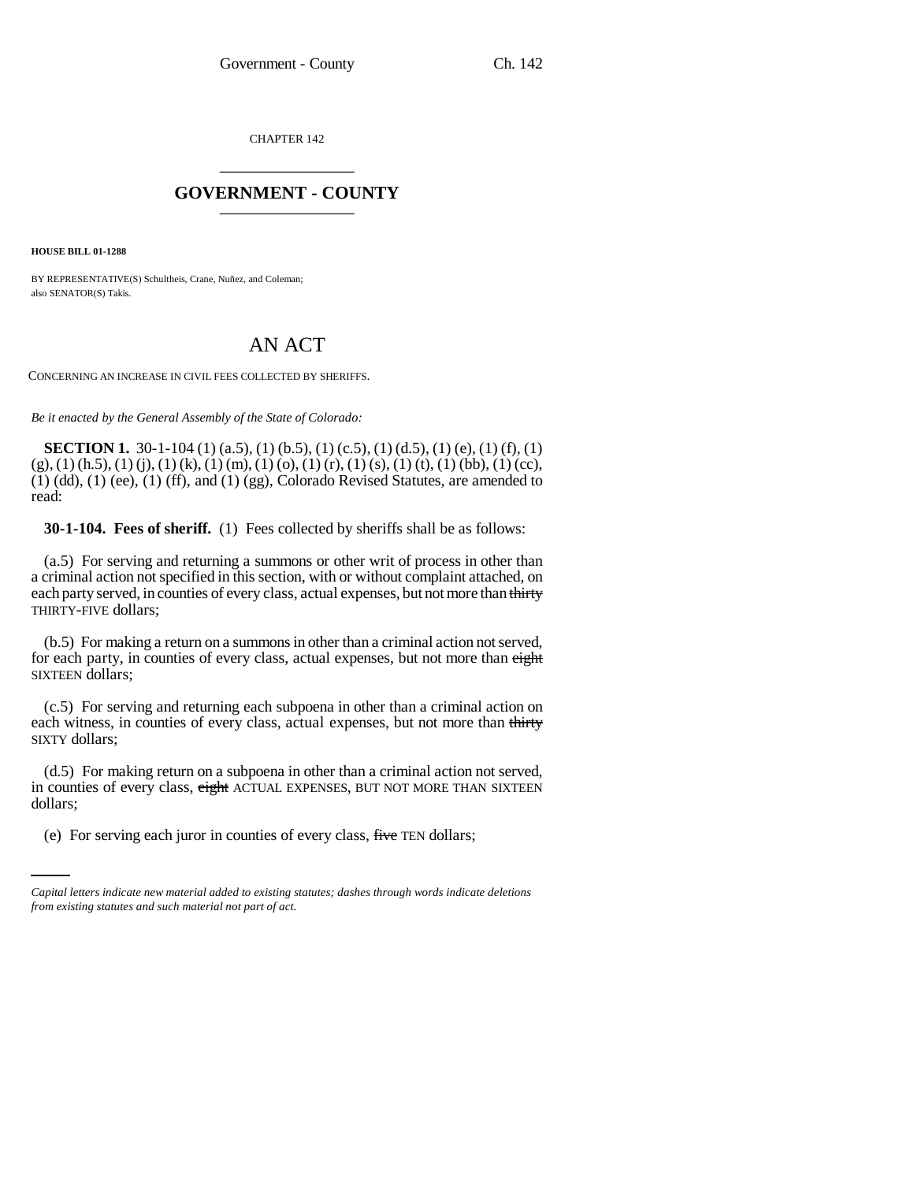CHAPTER 142

# GOVERNMENT - COUNTY

**HOUSE BILL 01-1288**

BY REPRESENTATIVE(S) Schultheis, Crane, Nuñez, and Coleman;
also SENATOR(S) Takis.

## AN ACT

CONCERNING AN INCREASE IN CIVIL FEES COLLECTED BY SHERIFFS.

*Be it enacted by the General Assembly of the State of Colorado:*

**SECTION 1.** 30-1-104 (1) (a.5), (1) (b.5), (1) (c.5), (1) (d.5), (1) (e), (1) (f), (1) (g), (1) (h.5), (1) (j), (1) (k), (1) (m), (1) (o), (1) (r), (1) (s), (1) (t), (1) (bb), (1) (cc), (1) (dd), (1) (ee), (1) (ff), and (1) (gg), Colorado Revised Statutes, are amended to read:

**30-1-104. Fees of sheriff.** (1) Fees collected by sheriffs shall be as follows:

(a.5) For serving and returning a summons or other writ of process in other than a criminal action not specified in this section, with or without complaint attached, on each party served, in counties of every class, actual expenses, but not more than ~~thirty~~ THIRTY-FIVE dollars;

(b.5) For making a return on a summons in other than a criminal action not served, for each party, in counties of every class, actual expenses, but not more than ~~eight~~ SIXTEEN dollars;

(c.5) For serving and returning each subpoena in other than a criminal action on each witness, in counties of every class, actual expenses, but not more than ~~thirty~~ SIXTY dollars;

(d.5) For making return on a subpoena in other than a criminal action not served, in counties of every class, ~~eight~~ ACTUAL EXPENSES, BUT NOT MORE THAN SIXTEEN dollars;

(e) For serving each juror in counties of every class, ~~five~~ TEN dollars;

*Capital letters indicate new material added to existing statutes; dashes through words indicate deletions from existing statutes and such material not part of act.*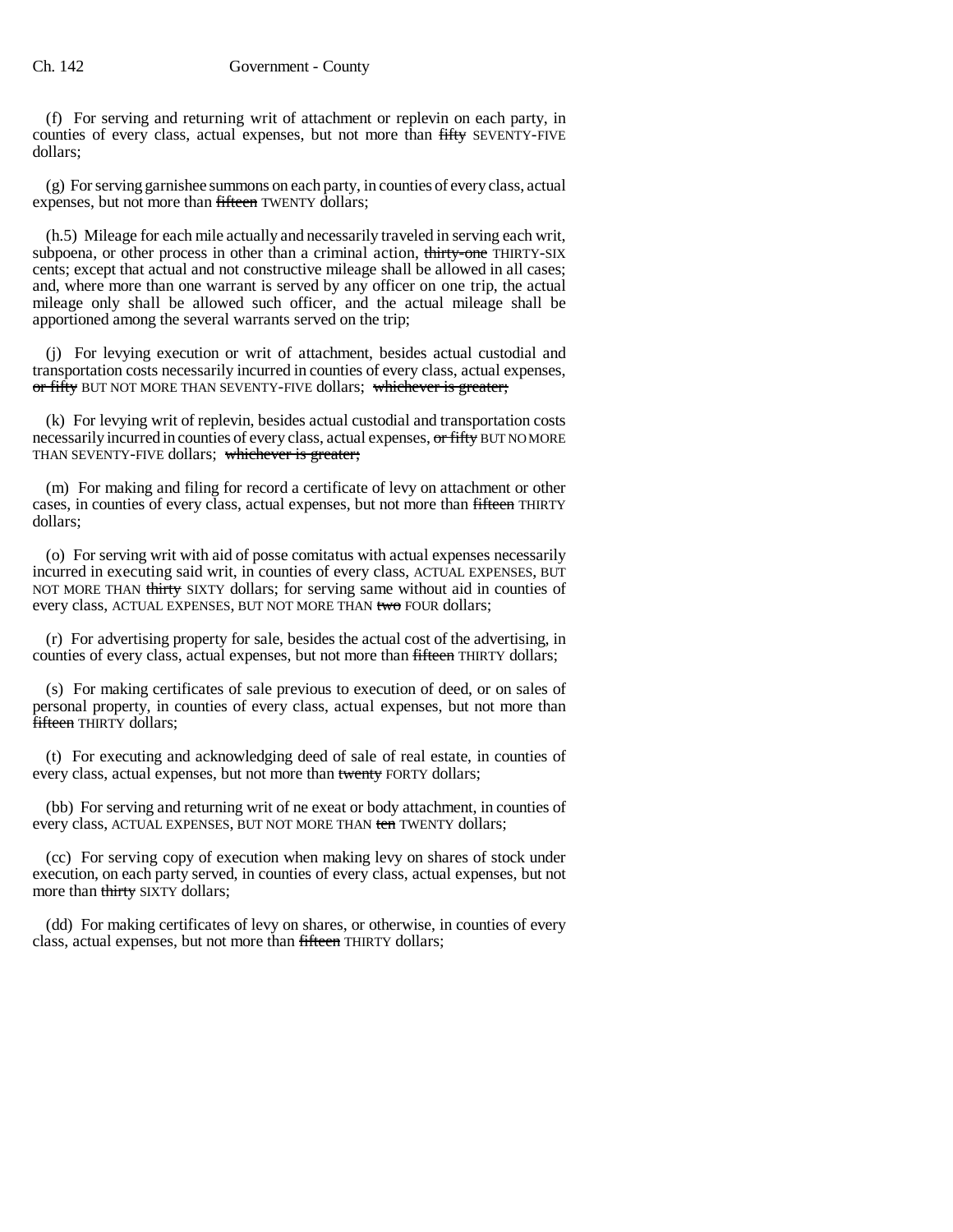(f) For serving and returning writ of attachment or replevin on each party, in counties of every class, actual expenses, but not more than ~~fifty~~ SEVENTY-FIVE dollars;

(g) For serving garnishee summons on each party, in counties of every class, actual expenses, but not more than ~~fifteen~~ TWENTY dollars;

(h.5) Mileage for each mile actually and necessarily traveled in serving each writ, subpoena, or other process in other than a criminal action, ~~thirty-one~~ THIRTY-SIX cents; except that actual and not constructive mileage shall be allowed in all cases; and, where more than one warrant is served by any officer on one trip, the actual mileage only shall be allowed such officer, and the actual mileage shall be apportioned among the several warrants served on the trip;

(j) For levying execution or writ of attachment, besides actual custodial and transportation costs necessarily incurred in counties of every class, actual expenses, ~~or fifty~~ BUT NOT MORE THAN SEVENTY-FIVE dollars; ~~whichever is greater;~~

(k) For levying writ of replevin, besides actual custodial and transportation costs necessarily incurred in counties of every class, actual expenses, ~~or fifty~~ BUT NO MORE THAN SEVENTY-FIVE dollars; ~~whichever is greater;~~

(m) For making and filing for record a certificate of levy on attachment or other cases, in counties of every class, actual expenses, but not more than ~~fifteen~~ THIRTY dollars;

(o) For serving writ with aid of posse comitatus with actual expenses necessarily incurred in executing said writ, in counties of every class, ACTUAL EXPENSES, BUT NOT MORE THAN ~~thirty~~ SIXTY dollars; for serving same without aid in counties of every class, ACTUAL EXPENSES, BUT NOT MORE THAN ~~two~~ FOUR dollars;

(r) For advertising property for sale, besides the actual cost of the advertising, in counties of every class, actual expenses, but not more than ~~fifteen~~ THIRTY dollars;

(s) For making certificates of sale previous to execution of deed, or on sales of personal property, in counties of every class, actual expenses, but not more than ~~fifteen~~ THIRTY dollars;

(t) For executing and acknowledging deed of sale of real estate, in counties of every class, actual expenses, but not more than ~~twenty~~ FORTY dollars;

(bb) For serving and returning writ of ne exeat or body attachment, in counties of every class, ACTUAL EXPENSES, BUT NOT MORE THAN ~~ten~~ TWENTY dollars;

(cc) For serving copy of execution when making levy on shares of stock under execution, on each party served, in counties of every class, actual expenses, but not more than ~~thirty~~ SIXTY dollars;

(dd) For making certificates of levy on shares, or otherwise, in counties of every class, actual expenses, but not more than ~~fifteen~~ THIRTY dollars;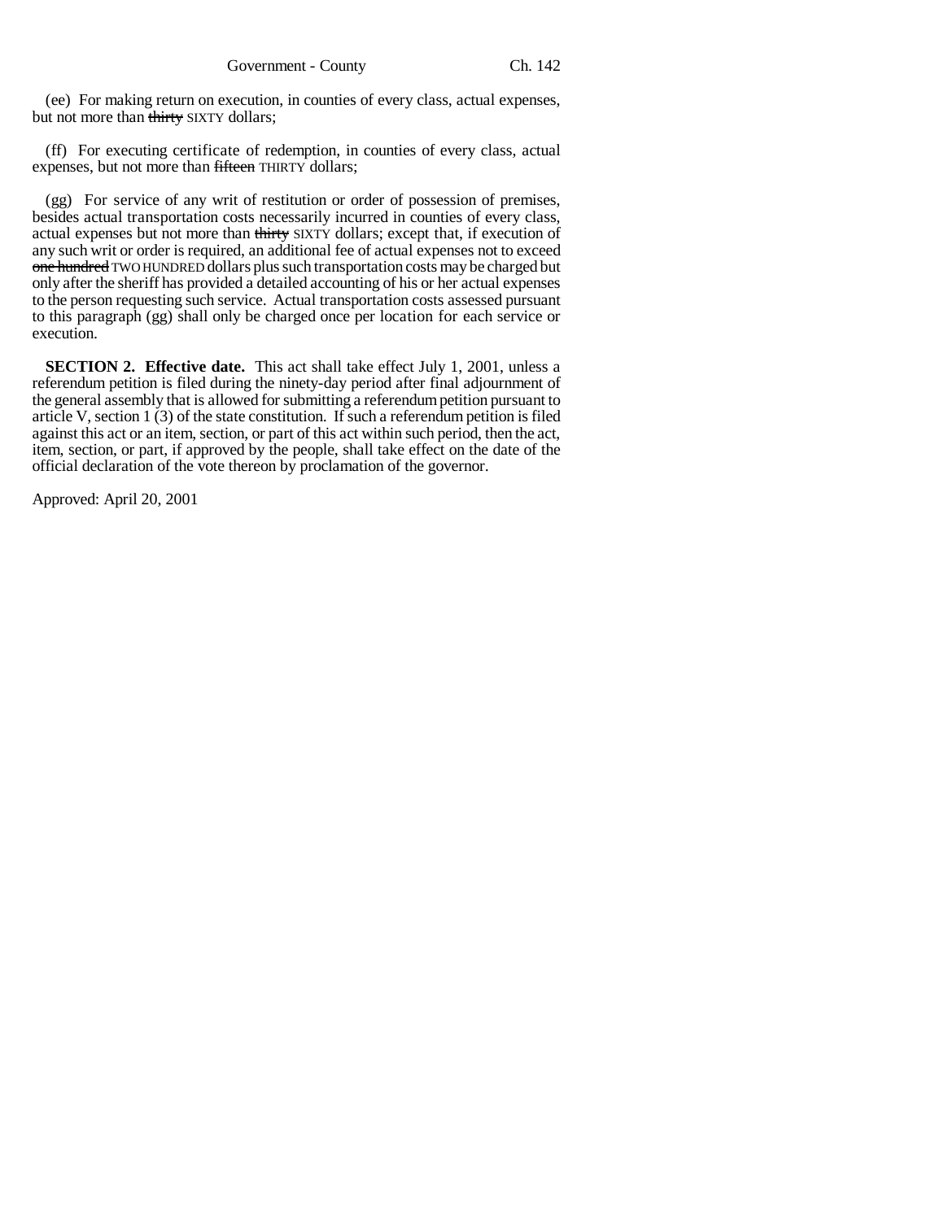(ee) For making return on execution, in counties of every class, actual expenses, but not more than ~~thirty~~ SIXTY dollars;

(ff) For executing certificate of redemption, in counties of every class, actual expenses, but not more than ~~fifteen~~ THIRTY dollars;

(gg) For service of any writ of restitution or order of possession of premises, besides actual transportation costs necessarily incurred in counties of every class, actual expenses but not more than ~~thirty~~ SIXTY dollars; except that, if execution of any such writ or order is required, an additional fee of actual expenses not to exceed ~~one hundred~~ TWO HUNDRED dollars plus such transportation costs may be charged but only after the sheriff has provided a detailed accounting of his or her actual expenses to the person requesting such service. Actual transportation costs assessed pursuant to this paragraph (gg) shall only be charged once per location for each service or execution.

**SECTION 2. Effective date.** This act shall take effect July 1, 2001, unless a referendum petition is filed during the ninety-day period after final adjournment of the general assembly that is allowed for submitting a referendum petition pursuant to article V, section 1 (3) of the state constitution. If such a referendum petition is filed against this act or an item, section, or part of this act within such period, then the act, item, section, or part, if approved by the people, shall take effect on the date of the official declaration of the vote thereon by proclamation of the governor.

Approved: April 20, 2001